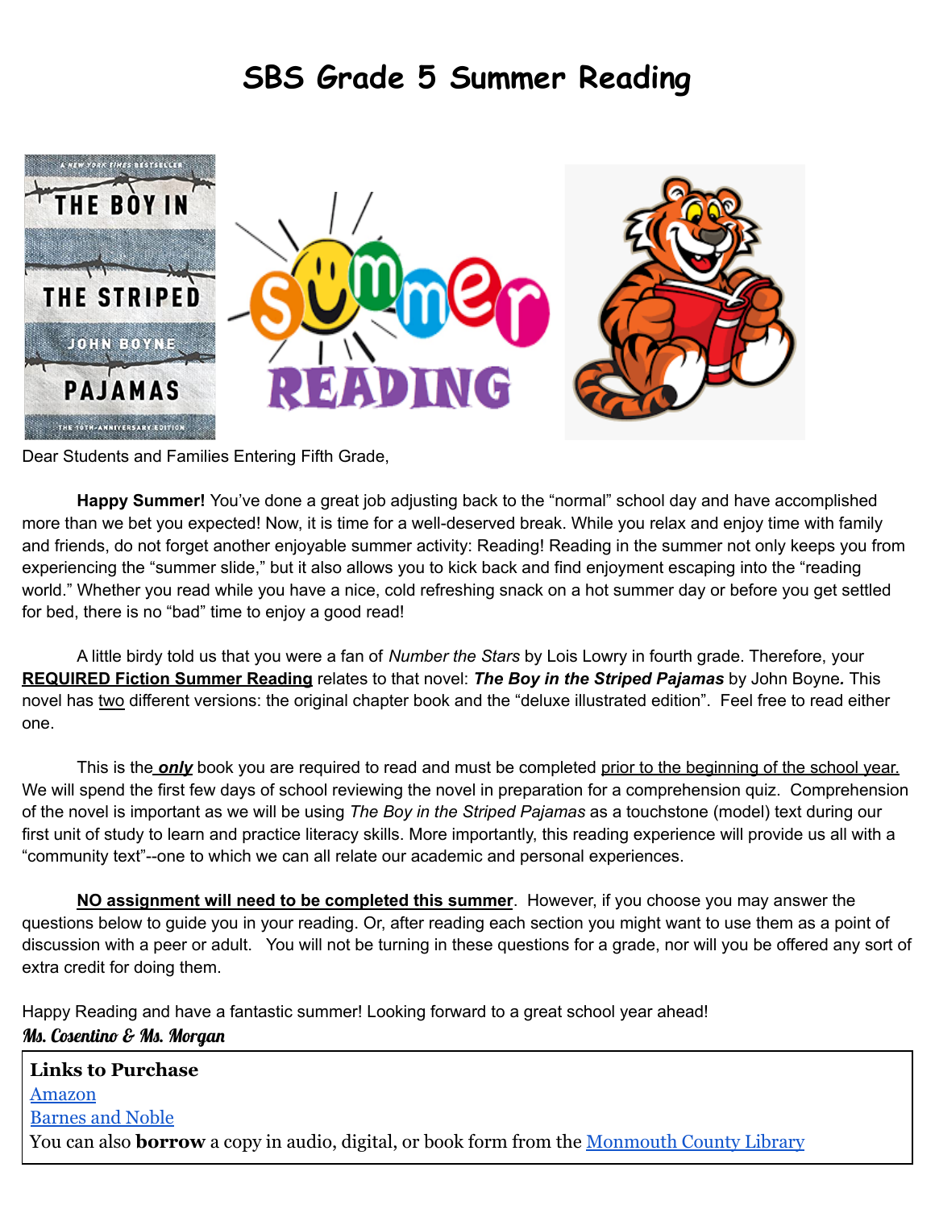# SBS Grade 5 Summer Reading

Dear Students and Families Entering Fifth Grade,

**Happy Summer!** You've done a great job adjusting back to the "normal" school day and have accomplished more than we bet you expected! Now, it is time for a well-deserved break. While you relax and enjoy time with family and friends, do not forget another enjoyable summer activity: Reading! Reading in the summer not only keeps you from experiencing the "summer slide," but it also allows you to kick back and find enjoyment escaping into the "reading world." Whether you read while you have a nice, cold refreshing snack on a hot summer day or before you get settled for bed, there is no "bad" time to enjoy a good read!

A little birdy told us that you were a fan of *Number the Stars* by Lois Lowry in fourth grade. Therefore, your **REQUIRED Fiction Summer Reading** relates to that novel: ***The Boy in the Striped Pajamas*** by John Boyne**.** This novel has two different versions: the original chapter book and the "deluxe illustrated edition". Feel free to read either one.

This is the ***only*** book you are required to read and must be completed prior to the beginning of the school year. We will spend the first few days of school reviewing the novel in preparation for a comprehension quiz. Comprehension of the novel is important as we will be using *The Boy in the Striped Pajamas* as a touchstone (model) text during our first unit of study to learn and practice literacy skills. More importantly, this reading experience will provide us all with a "community text"--one to which we can all relate our academic and personal experiences.

**NO assignment will need to be completed this summer**. However, if you choose you may answer the questions below to guide you in your reading. Or, after reading each section you might want to use them as a point of discussion with a peer or adult. You will not be turning in these questions for a grade, nor will you be offered any sort of extra credit for doing them.

Happy Reading and have a fantastic summer! Looking forward to a great school year ahead!

*Ms. Cosentino & Ms. Morgan*

**Links to Purchase**

Amazon

Barnes and Noble

You can also **borrow** a copy in audio, digital, or book form from the Monmouth County Library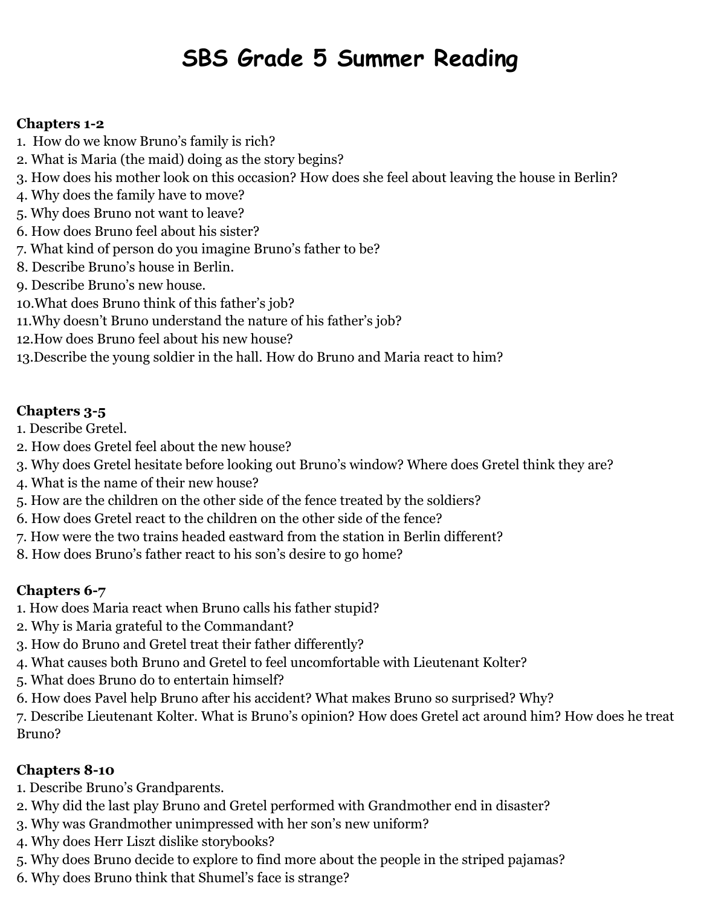# SBS Grade 5 Summer Reading

**Chapters 1-2**

1. How do we know Bruno's family is rich?
2. What is Maria (the maid) doing as the story begins?
3. How does his mother look on this occasion? How does she feel about leaving the house in Berlin?
4. Why does the family have to move?
5. Why does Bruno not want to leave?
6. How does Bruno feel about his sister?
7. What kind of person do you imagine Bruno's father to be?
8. Describe Bruno's house in Berlin.
9. Describe Bruno's new house.
10. What does Bruno think of this father's job?
11. Why doesn't Bruno understand the nature of his father's job?
12. How does Bruno feel about his new house?
13. Describe the young soldier in the hall. How do Bruno and Maria react to him?

**Chapters 3-5**

1. Describe Gretel.
2. How does Gretel feel about the new house?
3. Why does Gretel hesitate before looking out Bruno's window? Where does Gretel think they are?
4. What is the name of their new house?
5. How are the children on the other side of the fence treated by the soldiers?
6. How does Gretel react to the children on the other side of the fence?
7. How were the two trains headed eastward from the station in Berlin different?
8. How does Bruno's father react to his son's desire to go home?

**Chapters 6-7**

1. How does Maria react when Bruno calls his father stupid?
2. Why is Maria grateful to the Commandant?
3. How do Bruno and Gretel treat their father differently?
4. What causes both Bruno and Gretel to feel uncomfortable with Lieutenant Kolter?
5. What does Bruno do to entertain himself?
6. How does Pavel help Bruno after his accident? What makes Bruno so surprised? Why?
7. Describe Lieutenant Kolter. What is Bruno's opinion? How does Gretel act around him? How does he treat Bruno?

**Chapters 8-10**

1. Describe Bruno's Grandparents.
2. Why did the last play Bruno and Gretel performed with Grandmother end in disaster?
3. Why was Grandmother unimpressed with her son's new uniform?
4. Why does Herr Liszt dislike storybooks?
5. Why does Bruno decide to explore to find more about the people in the striped pajamas?
6. Why does Bruno think that Shumel's face is strange?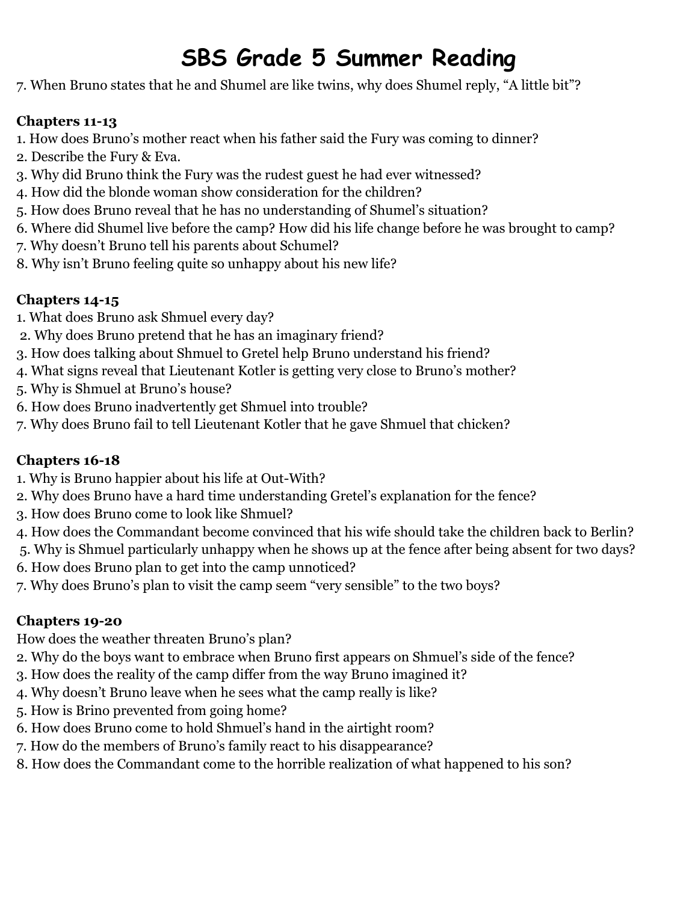# SBS Grade 5 Summer Reading

7. When Bruno states that he and Shumel are like twins, why does Shumel reply, “A little bit”?

**Chapters 11-13**

1. How does Bruno’s mother react when his father said the Fury was coming to dinner?
2. Describe the Fury & Eva.
3. Why did Bruno think the Fury was the rudest guest he had ever witnessed?
4. How did the blonde woman show consideration for the children?
5. How does Bruno reveal that he has no understanding of Shumel’s situation?
6. Where did Shumel live before the camp? How did his life change before he was brought to camp?
7. Why doesn’t Bruno tell his parents about Schumel?
8. Why isn’t Bruno feeling quite so unhappy about his new life?

**Chapters 14-15**

1. What does Bruno ask Shmuel every day?
2. Why does Bruno pretend that he has an imaginary friend?
3. How does talking about Shmuel to Gretel help Bruno understand his friend?
4. What signs reveal that Lieutenant Kotler is getting very close to Bruno’s mother?
5. Why is Shmuel at Bruno’s house?
6. How does Bruno inadvertently get Shmuel into trouble?
7. Why does Bruno fail to tell Lieutenant Kotler that he gave Shmuel that chicken?

**Chapters 16-18**

1. Why is Bruno happier about his life at Out-With?
2. Why does Bruno have a hard time understanding Gretel’s explanation for the fence?
3. How does Bruno come to look like Shmuel?
4. How does the Commandant become convinced that his wife should take the children back to Berlin?
5. Why is Shmuel particularly unhappy when he shows up at the fence after being absent for two days?
6. How does Bruno plan to get into the camp unnoticed?
7. Why does Bruno’s plan to visit the camp seem “very sensible” to the two boys?

**Chapters 19-20**

How does the weather threaten Bruno’s plan?

2. Why do the boys want to embrace when Bruno first appears on Shmuel’s side of the fence?
3. How does the reality of the camp differ from the way Bruno imagined it?
4. Why doesn’t Bruno leave when he sees what the camp really is like?
5. How is Brino prevented from going home?
6. How does Bruno come to hold Shmuel’s hand in the airtight room?
7. How do the members of Bruno’s family react to his disappearance?
8. How does the Commandant come to the horrible realization of what happened to his son?